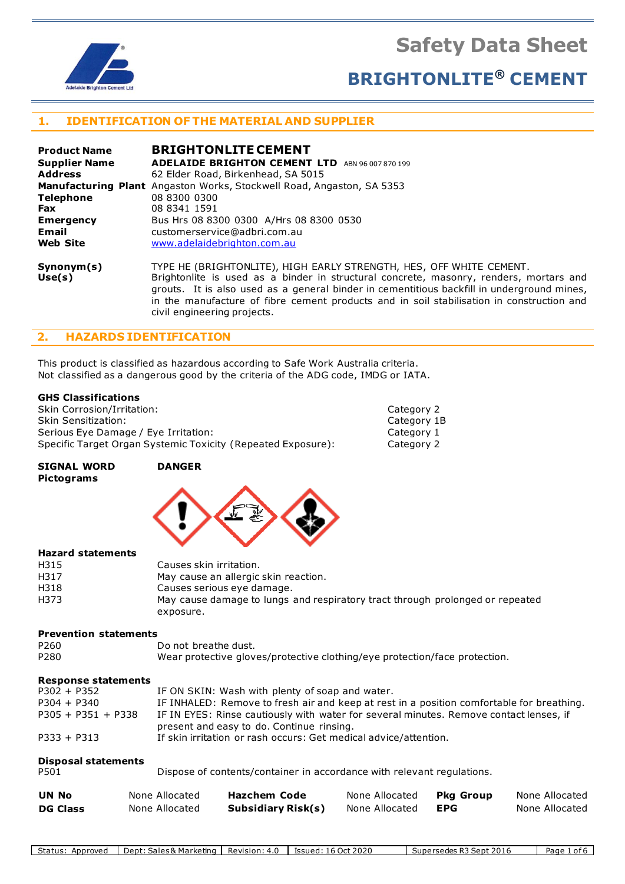# Safety Data Sheet

# BRIGHTONLITE® CEMENT

## 1. IDENTIFICATION OF THE MATERIAL AND SUPPLIER

| | |
|---|---|
| **Product Name** | **BRIGHTONLITE CEMENT** |
| **Supplier Name** | **ADELAIDE BRIGHTON CEMENT LTD** ABN 96 007 870 199 |
| **Address** | 62 Elder Road, Birkenhead, SA 5015 |
| **Manufacturing Plant** | Angaston Works, Stockwell Road, Angaston, SA 5353 |
| **Telephone** | 08 8300 0300 |
| **Fax** | 08 8341 1591 |
| **Emergency** | Bus Hrs 08 8300 0300 A/Hrs 08 8300 0530 |
| **Email** | customerservice@adbri.com.au |
| **Web Site** | www.adelaidebrighton.com.au |

| | |
|---|---|
| **Synonym(s)** | TYPE HE (BRIGHTONLITE), HIGH EARLY STRENGTH, HES, OFF WHITE CEMENT. |
| **Use(s)** | Brightonlite is used as a binder in structural concrete, masonry, renders, mortars and grouts. It is also used as a general binder in cementitious backfill in underground mines, in the manufacture of fibre cement products and in soil stabilisation in construction and civil engineering projects. |

## 2. HAZARDS IDENTIFICATION

This product is classified as hazardous according to Safe Work Australia criteria.
Not classified as a dangerous good by the criteria of the ADG code, IMDG or IATA.

### GHS Classifications

| | |
|---|---|
| Skin Corrosion/Irritation: | Category 2 |
| Skin Sensitization: | Category 1B |
| Serious Eye Damage / Eye Irritation: | Category 1 |
| Specific Target Organ Systemic Toxicity (Repeated Exposure): | Category 2 |

**SIGNAL WORD** **DANGER**

**Pictograms**

### Hazard statements

| | |
|---|---|
| H315 | Causes skin irritation. |
| H317 | May cause an allergic skin reaction. |
| H318 | Causes serious eye damage. |
| H373 | May cause damage to lungs and respiratory tract through prolonged or repeated exposure. |

### Prevention statements

| | |
|---|---|
| P260 | Do not breathe dust. |
| P280 | Wear protective gloves/protective clothing/eye protection/face protection. |

### Response statements

| | |
|---|---|
| P302 + P352 | IF ON SKIN: Wash with plenty of soap and water. |
| P304 + P340 | IF INHALED: Remove to fresh air and keep at rest in a position comfortable for breathing. |
| P305 + P351 + P338 | IF IN EYES: Rinse cautiously with water for several minutes. Remove contact lenses, if present and easy to do. Continue rinsing. |
| P333 + P313 | If skin irritation or rash occurs: Get medical advice/attention. |

### Disposal statements

| | |
|---|---|
| P501 | Dispose of contents/container in accordance with relevant regulations. |

| | | | | | |
|---|---|---|---|---|---|
| **UN No** | None Allocated | **Hazchem Code** | None Allocated | **Pkg Group** | None Allocated |
| **DG Class** | None Allocated | **Subsidiary Risk(s)** | None Allocated | **EPG** | None Allocated |

| Status: Approved | Dept: Sales & Marketing | Revision: 4.0 | Issued: 16 Oct 2020 | Supersedes R3 Sept 2016 |
|---|---|---|---|---|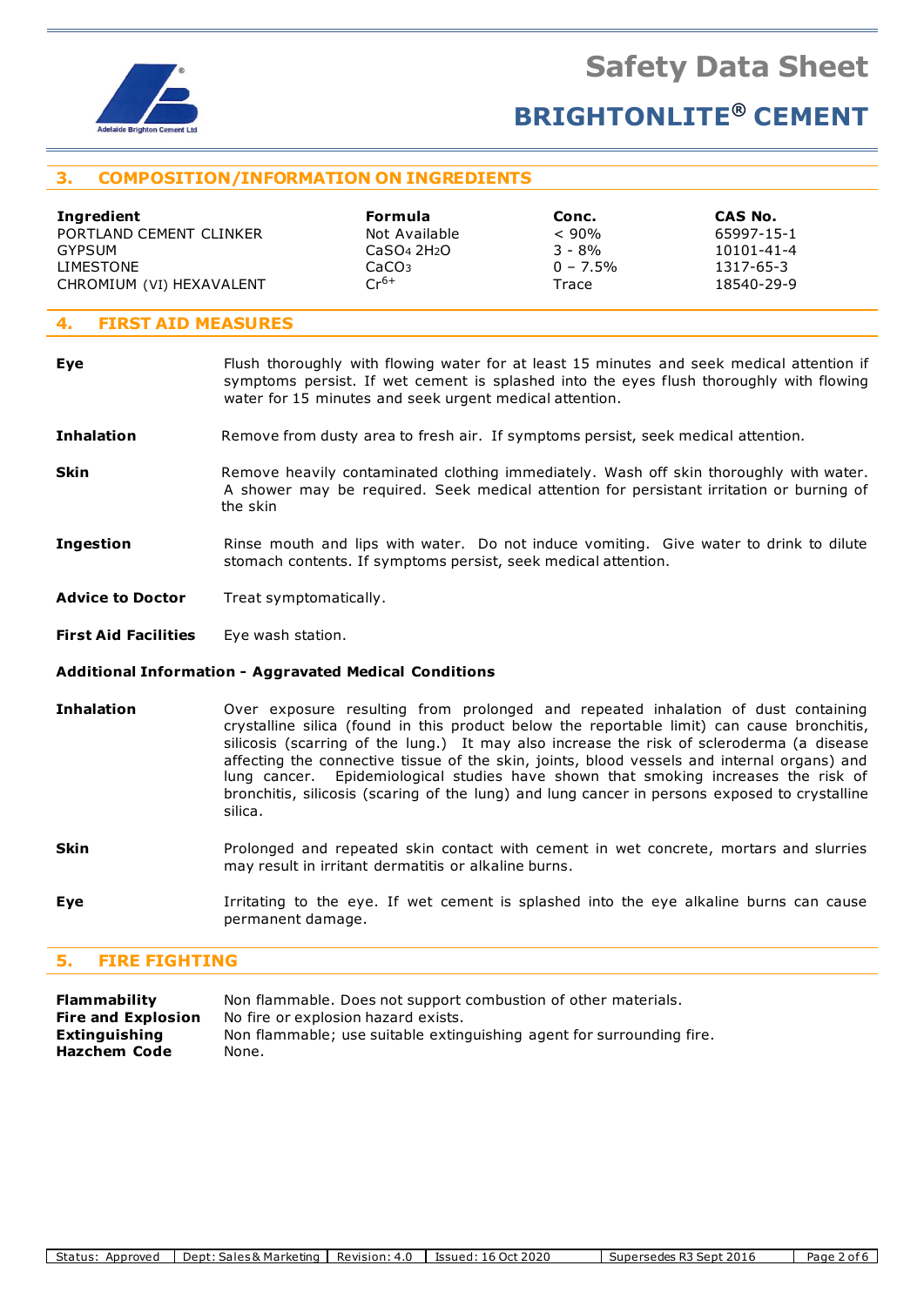## 3. COMPOSITION/INFORMATION ON INGREDIENTS

| Ingredient | Formula | Conc. | CAS No. |
|---|---|---|---|
| PORTLAND CEMENT CLINKER | Not Available | < 90% | 65997-15-1 |
| GYPSUM | $CaSO_4 2H_2O$ | 3 - 8% | 10101-41-4 |
| LIMESTONE | $CaCO_3$ | 0 – 7.5% | 1317-65-3 |
| CHROMIUM (VI) HEXAVALENT | $Cr^{6+}$ | Trace | 18540-29-9 |

## 4. FIRST AID MEASURES

**Eye** Flush thoroughly with flowing water for at least 15 minutes and seek medical attention if symptoms persist. If wet cement is splashed into the eyes flush thoroughly with flowing water for 15 minutes and seek urgent medical attention.

**Inhalation** Remove from dusty area to fresh air. If symptoms persist, seek medical attention.

**Skin** Remove heavily contaminated clothing immediately. Wash off skin thoroughly with water. A shower may be required. Seek medical attention for persistant irritation or burning of the skin

**Ingestion** Rinse mouth and lips with water. Do not induce vomiting. Give water to drink to dilute stomach contents. If symptoms persist, seek medical attention.

**Advice to Doctor** Treat symptomatically.

**First Aid Facilities** Eye wash station.

### Additional Information - Aggravated Medical Conditions

**Inhalation** Over exposure resulting from prolonged and repeated inhalation of dust containing crystalline silica (found in this product below the reportable limit) can cause bronchitis, silicosis (scarring of the lung.) It may also increase the risk of scleroderma (a disease affecting the connective tissue of the skin, joints, blood vessels and internal organs) and lung cancer. Epidemiological studies have shown that smoking increases the risk of bronchitis, silicosis (scaring of the lung) and lung cancer in persons exposed to crystalline silica.

**Skin** Prolonged and repeated skin contact with cement in wet concrete, mortars and slurries may result in irritant dermatitis or alkaline burns.

**Eye** Irritating to the eye. If wet cement is splashed into the eye alkaline burns can cause permanent damage.

## 5. FIRE FIGHTING

**Flammability** Non flammable. Does not support combustion of other materials.
**Fire and Explosion** No fire or explosion hazard exists.
**Extinguishing** Non flammable; use suitable extinguishing agent for surrounding fire.
**Hazchem Code** None.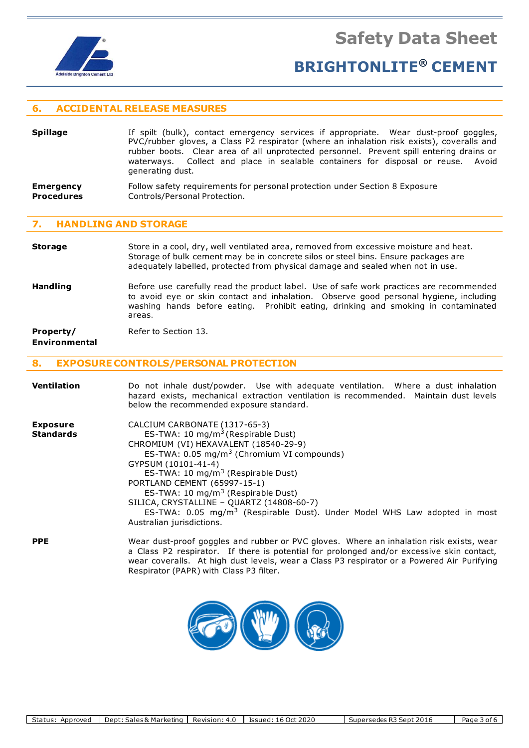## 6. ACCIDENTAL RELEASE MEASURES

**Spillage**

If spilt (bulk), contact emergency services if appropriate. Wear dust-proof goggles, PVC/rubber gloves, a Class P2 respirator (where an inhalation risk exists), coveralls and rubber boots. Clear area of all unprotected personnel. Prevent spill entering drains or waterways. Collect and place in sealable containers for disposal or reuse. Avoid generating dust.

**Emergency Procedures**

Follow safety requirements for personal protection under Section 8 Exposure Controls/Personal Protection.

## 7. HANDLING AND STORAGE

**Storage**

Store in a cool, dry, well ventilated area, removed from excessive moisture and heat. Storage of bulk cement may be in concrete silos or steel bins. Ensure packages are adequately labelled, protected from physical damage and sealed when not in use.

**Handling**

Before use carefully read the product label. Use of safe work practices are recommended to avoid eye or skin contact and inhalation. Observe good personal hygiene, including washing hands before eating. Prohibit eating, drinking and smoking in contaminated areas.

**Property/ Environmental**

Refer to Section 13.

## 8. EXPOSURE CONTROLS/PERSONAL PROTECTION

**Ventilation**

Do not inhale dust/powder. Use with adequate ventilation. Where a dust inhalation hazard exists, mechanical extraction ventilation is recommended. Maintain dust levels below the recommended exposure standard.

**Exposure Standards**

CALCIUM CARBONATE (1317-65-3)
ES-TWA: 10 mg/m$^3$ (Respirable Dust)
CHROMIUM (VI) HEXAVALENT (18540-29-9)
ES-TWA: 0.05 mg/m$^3$ (Chromium VI compounds)
GYPSUM (10101-41-4)
ES-TWA: 10 mg/m$^3$ (Respirable Dust)
PORTLAND CEMENT (65997-15-1)
ES-TWA: 10 mg/m$^3$ (Respirable Dust)
SILICA, CRYSTALLINE – QUARTZ (14808-60-7)
ES-TWA: 0.05 mg/m$^3$ (Respirable Dust). Under Model WHS Law adopted in most Australian jurisdictions.

**PPE**

Wear dust-proof goggles and rubber or PVC gloves. Where an inhalation risk exists, wear a Class P2 respirator. If there is potential for prolonged and/or excessive skin contact, wear coveralls. At high dust levels, wear a Class P3 respirator or a Powered Air Purifying Respirator (PAPR) with Class P3 filter.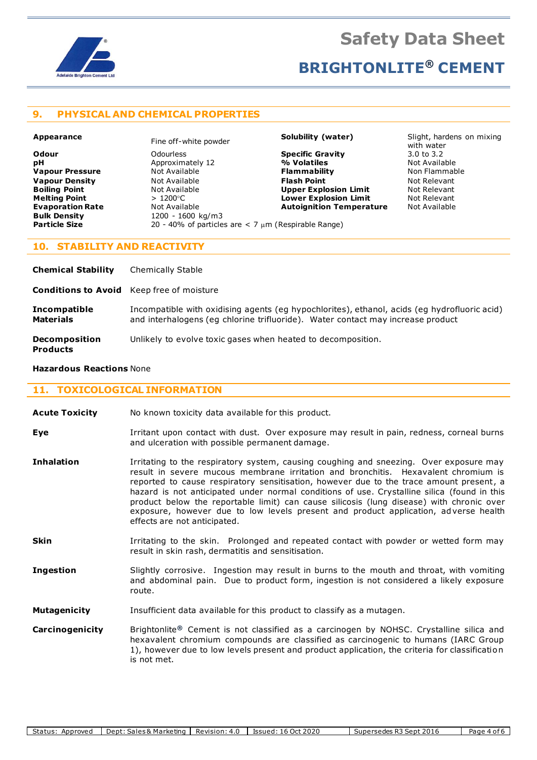# Safety Data Sheet

## BRIGHTONLITE® CEMENT

## 9. PHYSICAL AND CHEMICAL PROPERTIES

| Property | Value | Property | Value |
|---|---|---|---|
| **Appearance** | Fine off-white powder | **Solubility (water)** | Slight, hardens on mixing with water |
| **Odour** | Odourless | **Specific Gravity** | 3.0 to 3.2 |
| **pH** | Approximately 12 | **% Volatiles** | Not Available |
| **Vapour Pressure** | Not Available | **Flammability** | Non Flammable |
| **Vapour Density** | Not Available | **Flash Point** | Not Relevant |
| **Boiling Point** | Not Available | **Upper Explosion Limit** | Not Relevant |
| **Melting Point** | > 1200°C | **Lower Explosion Limit** | Not Relevant |
| **Evaporation Rate** | Not Available | **Autoignition Temperature** | Not Available |
| **Bulk Density** | 1200 - 1600 kg/m3 | | |
| **Particle Size** | 20 - 40% of particles are < 7 μm (Respirable Range) | | |

## 10. STABILITY AND REACTIVITY

**Chemical Stability** Chemically Stable

**Conditions to Avoid** Keep free of moisture

**Incompatible Materials** Incompatible with oxidising agents (eg hypochlorites), ethanol, acids (eg hydrofluoric acid) and interhalogens (eg chlorine trifluoride). Water contact may increase product

**Decomposition Products** Unlikely to evolve toxic gases when heated to decomposition.

**Hazardous Reactions** None

## 11. TOXICOLOGICAL INFORMATION

**Acute Toxicity** No known toxicity data available for this product.

**Eye** Irritant upon contact with dust. Over exposure may result in pain, redness, corneal burns and ulceration with possible permanent damage.

**Inhalation** Irritating to the respiratory system, causing coughing and sneezing. Over exposure may result in severe mucous membrane irritation and bronchitis. Hexavalent chromium is reported to cause respiratory sensitisation, however due to the trace amount present, a hazard is not anticipated under normal conditions of use. Crystalline silica (found in this product below the reportable limit) can cause silicosis (lung disease) with chronic over exposure, however due to low levels present and product application, adverse health effects are not anticipated.

**Skin** Irritating to the skin. Prolonged and repeated contact with powder or wetted form may result in skin rash, dermatitis and sensitisation.

**Ingestion** Slightly corrosive. Ingestion may result in burns to the mouth and throat, with vomiting and abdominal pain. Due to product form, ingestion is not considered a likely exposure route.

**Mutagenicity** Insufficient data available for this product to classify as a mutagen.

**Carcinogenicity** Brightonlite® Cement is not classified as a carcinogen by NOHSC. Crystalline silica and hexavalent chromium compounds are classified as carcinogenic to humans (IARC Group 1), however due to low levels present and product application, the criteria for classification is not met.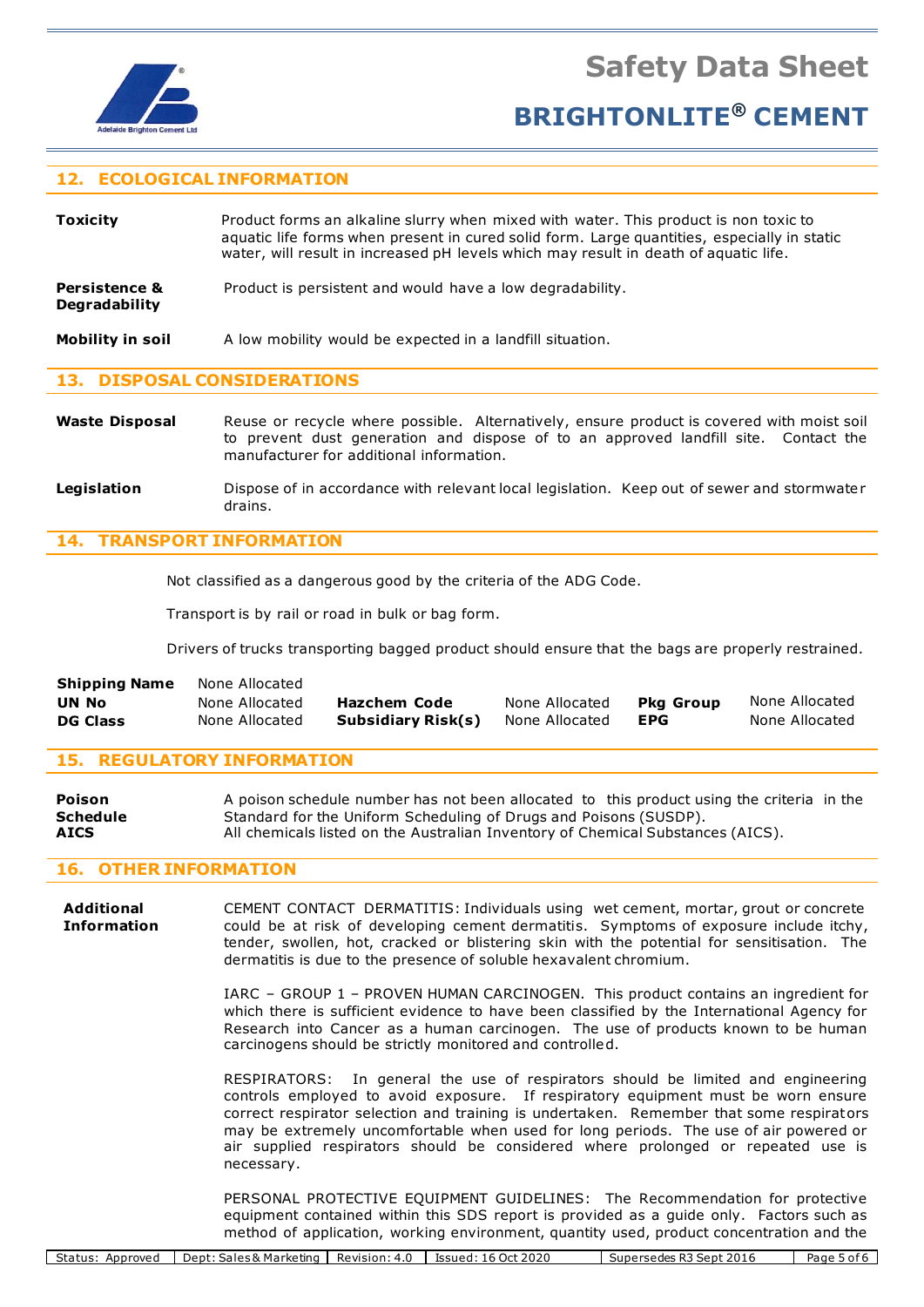## 12. ECOLOGICAL INFORMATION

**Toxicity** Product forms an alkaline slurry when mixed with water. This product is non toxic to aquatic life forms when present in cured solid form. Large quantities, especially in static water, will result in increased pH levels which may result in death of aquatic life.

**Persistence & Degradability** Product is persistent and would have a low degradability.

**Mobility in soil** A low mobility would be expected in a landfill situation.

## 13. DISPOSAL CONSIDERATIONS

**Waste Disposal** Reuse or recycle where possible. Alternatively, ensure product is covered with moist soil to prevent dust generation and dispose of to an approved landfill site. Contact the manufacturer for additional information.

**Legislation** Dispose of in accordance with relevant local legislation. Keep out of sewer and stormwater drains.

## 14. TRANSPORT INFORMATION

Not classified as a dangerous good by the criteria of the ADG Code.

Transport is by rail or road in bulk or bag form.

Drivers of trucks transporting bagged product should ensure that the bags are properly restrained.

| | | | | | |
|---|---|---|---|---|---|
| **Shipping Name** | None Allocated | | | | |
| **UN No** | None Allocated | **Hazchem Code** | None Allocated | **Pkg Group** | None Allocated |
| **DG Class** | None Allocated | **Subsidiary Risk(s)** | None Allocated | **EPG** | None Allocated |

## 15. REGULATORY INFORMATION

**Poison Schedule** A poison schedule number has not been allocated to this product using the criteria in the Standard for the Uniform Scheduling of Drugs and Poisons (SUSDP).

**AICS** All chemicals listed on the Australian Inventory of Chemical Substances (AICS).

## 16. OTHER INFORMATION

**Additional Information**

CEMENT CONTACT DERMATITIS: Individuals using wet cement, mortar, grout or concrete could be at risk of developing cement dermatitis. Symptoms of exposure include itchy, tender, swollen, hot, cracked or blistering skin with the potential for sensitisation. The dermatitis is due to the presence of soluble hexavalent chromium.

IARC – GROUP 1 – PROVEN HUMAN CARCINOGEN. This product contains an ingredient for which there is sufficient evidence to have been classified by the International Agency for Research into Cancer as a human carcinogen. The use of products known to be human carcinogens should be strictly monitored and controlled.

RESPIRATORS: In general the use of respirators should be limited and engineering controls employed to avoid exposure. If respiratory equipment must be worn ensure correct respirator selection and training is undertaken. Remember that some respirators may be extremely uncomfortable when used for long periods. The use of air powered or air supplied respirators should be considered where prolonged or repeated use is necessary.

PERSONAL PROTECTIVE EQUIPMENT GUIDELINES: The Recommendation for protective equipment contained within this SDS report is provided as a guide only. Factors such as method of application, working environment, quantity used, product concentration and the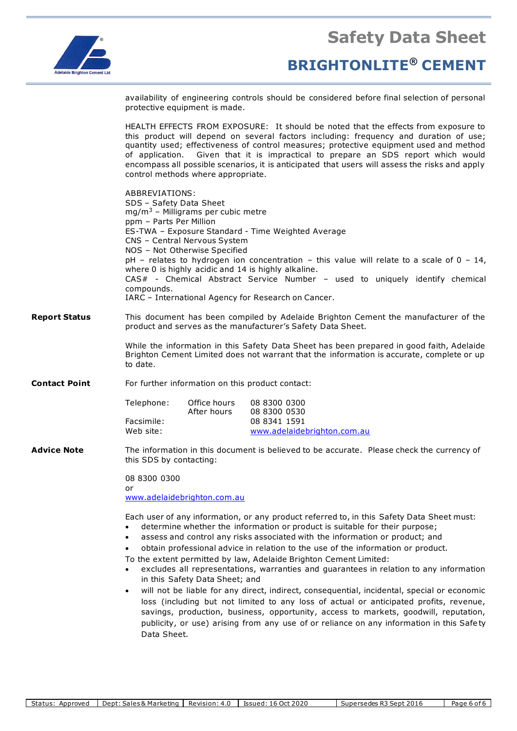availability of engineering controls should be considered before final selection of personal protective equipment is made.

HEALTH EFFECTS FROM EXPOSURE: It should be noted that the effects from exposure to this product will depend on several factors including: frequency and duration of use; quantity used; effectiveness of control measures; protective equipment used and method of application. Given that it is impractical to prepare an SDS report which would encompass all possible scenarios, it is anticipated that users will assess the risks and apply control methods where appropriate.

ABBREVIATIONS:
SDS – Safety Data Sheet
$mg/m^3$ – Milligrams per cubic metre
ppm – Parts Per Million
ES-TWA – Exposure Standard - Time Weighted Average
CNS – Central Nervous System
NOS – Not Otherwise Specified
pH – relates to hydrogen ion concentration – this value will relate to a scale of 0 – 14, where 0 is highly acidic and 14 is highly alkaline.
CAS# - Chemical Abstract Service Number – used to uniquely identify chemical compounds.
IARC – International Agency for Research on Cancer.

**Report Status**

This document has been compiled by Adelaide Brighton Cement the manufacturer of the product and serves as the manufacturer's Safety Data Sheet.

While the information in this Safety Data Sheet has been prepared in good faith, Adelaide Brighton Cement Limited does not warrant that the information is accurate, complete or up to date.

**Contact Point**

For further information on this product contact:

| | | |
|---|---|---|
| Telephone: | Office hours | 08 8300 0300 |
| | After hours | 08 8300 0530 |
| Facsimile: | | 08 8341 1591 |
| Web site: | | www.adelaidebrighton.com.au |

**Advice Note**

The information in this document is believed to be accurate. Please check the currency of this SDS by contacting:

08 8300 0300
or
www.adelaidebrighton.com.au

Each user of any information, or any product referred to, in this Safety Data Sheet must:

- determine whether the information or product is suitable for their purpose;
- assess and control any risks associated with the information or product; and
- obtain professional advice in relation to the use of the information or product.

To the extent permitted by law, Adelaide Brighton Cement Limited:

- excludes all representations, warranties and guarantees in relation to any information in this Safety Data Sheet; and
- will not be liable for any direct, indirect, consequential, incidental, special or economic loss (including but not limited to any loss of actual or anticipated profits, revenue, savings, production, business, opportunity, access to markets, goodwill, reputation, publicity, or use) arising from any use of or reliance on any information in this Safety Data Sheet.